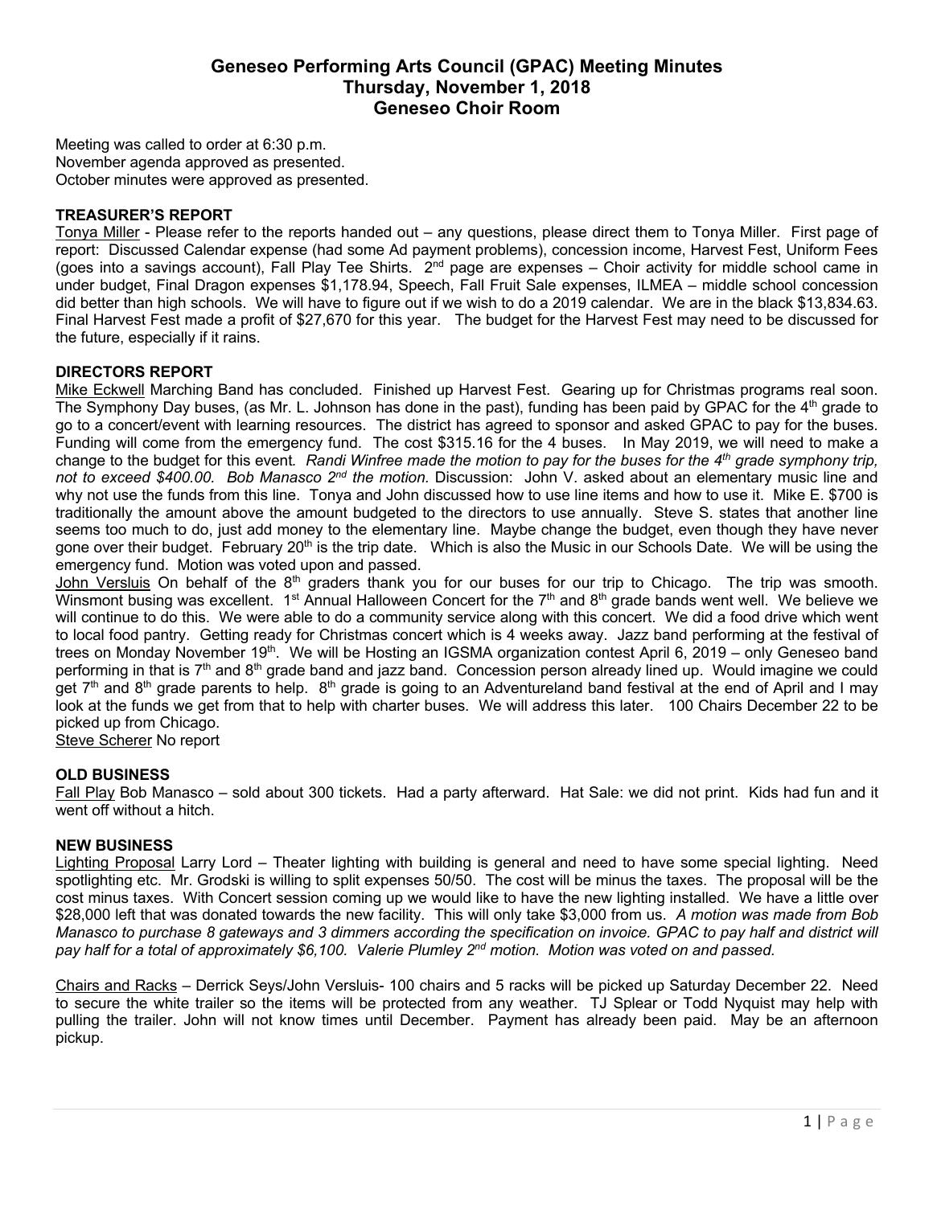# Geneseo Performing Arts Council (GPAC) Meeting Minutes
## Thursday, November 1, 2018
## Geneseo Choir Room

Meeting was called to order at 6:30 p.m.
November agenda approved as presented.
October minutes were approved as presented.

**TREASURER'S REPORT**

Tonya Miller - Please refer to the reports handed out – any questions, please direct them to Tonya Miller. First page of report: Discussed Calendar expense (had some Ad payment problems), concession income, Harvest Fest, Uniform Fees (goes into a savings account), Fall Play Tee Shirts. 2nd page are expenses – Choir activity for middle school came in under budget, Final Dragon expenses $1,178.94, Speech, Fall Fruit Sale expenses, ILMEA – middle school concession did better than high schools. We will have to figure out if we wish to do a 2019 calendar. We are in the black $13,834.63. Final Harvest Fest made a profit of $27,670 for this year. The budget for the Harvest Fest may need to be discussed for the future, especially if it rains.

**DIRECTORS REPORT**

Mike Eckwell Marching Band has concluded. Finished up Harvest Fest. Gearing up for Christmas programs real soon. The Symphony Day buses, (as Mr. L. Johnson has done in the past), funding has been paid by GPAC for the 4th grade to go to a concert/event with learning resources. The district has agreed to sponsor and asked GPAC to pay for the buses. Funding will come from the emergency fund. The cost $315.16 for the 4 buses. In May 2019, we will need to make a change to the budget for this event. *Randi Winfree made the motion to pay for the buses for the 4th grade symphony trip, not to exceed $400.00. Bob Manasco 2nd the motion.* Discussion: John V. asked about an elementary music line and why not use the funds from this line. Tonya and John discussed how to use line items and how to use it. Mike E. $700 is traditionally the amount above the amount budgeted to the directors to use annually. Steve S. states that another line seems too much to do, just add money to the elementary line. Maybe change the budget, even though they have never gone over their budget. February 20th is the trip date. Which is also the Music in our Schools Date. We will be using the emergency fund. Motion was voted upon and passed.

John Versluis On behalf of the 8th graders thank you for our buses for our trip to Chicago. The trip was smooth. Winsmont busing was excellent. 1st Annual Halloween Concert for the 7th and 8th grade bands went well. We believe we will continue to do this. We were able to do a community service along with this concert. We did a food drive which went to local food pantry. Getting ready for Christmas concert which is 4 weeks away. Jazz band performing at the festival of trees on Monday November 19th. We will be Hosting an IGSMA organization contest April 6, 2019 – only Geneseo band performing in that is 7th and 8th grade band and jazz band. Concession person already lined up. Would imagine we could get 7th and 8th grade parents to help. 8th grade is going to an Adventureland band festival at the end of April and I may look at the funds we get from that to help with charter buses. We will address this later. 100 Chairs December 22 to be picked up from Chicago.

Steve Scherer No report

**OLD BUSINESS**

Fall Play Bob Manasco – sold about 300 tickets. Had a party afterward. Hat Sale: we did not print. Kids had fun and it went off without a hitch.

**NEW BUSINESS**

Lighting Proposal Larry Lord – Theater lighting with building is general and need to have some special lighting. Need spotlighting etc. Mr. Grodski is willing to split expenses 50/50. The cost will be minus the taxes. The proposal will be the cost minus taxes. With Concert session coming up we would like to have the new lighting installed. We have a little over $28,000 left that was donated towards the new facility. This will only take $3,000 from us. *A motion was made from Bob Manasco to purchase 8 gateways and 3 dimmers according the specification on invoice. GPAC to pay half and district will pay half for a total of approximately $6,100. Valerie Plumley 2nd motion. Motion was voted on and passed.*

Chairs and Racks – Derrick Seys/John Versluis- 100 chairs and 5 racks will be picked up Saturday December 22. Need to secure the white trailer so the items will be protected from any weather. TJ Splear or Todd Nyquist may help with pulling the trailer. John will not know times until December. Payment has already been paid. May be an afternoon pickup.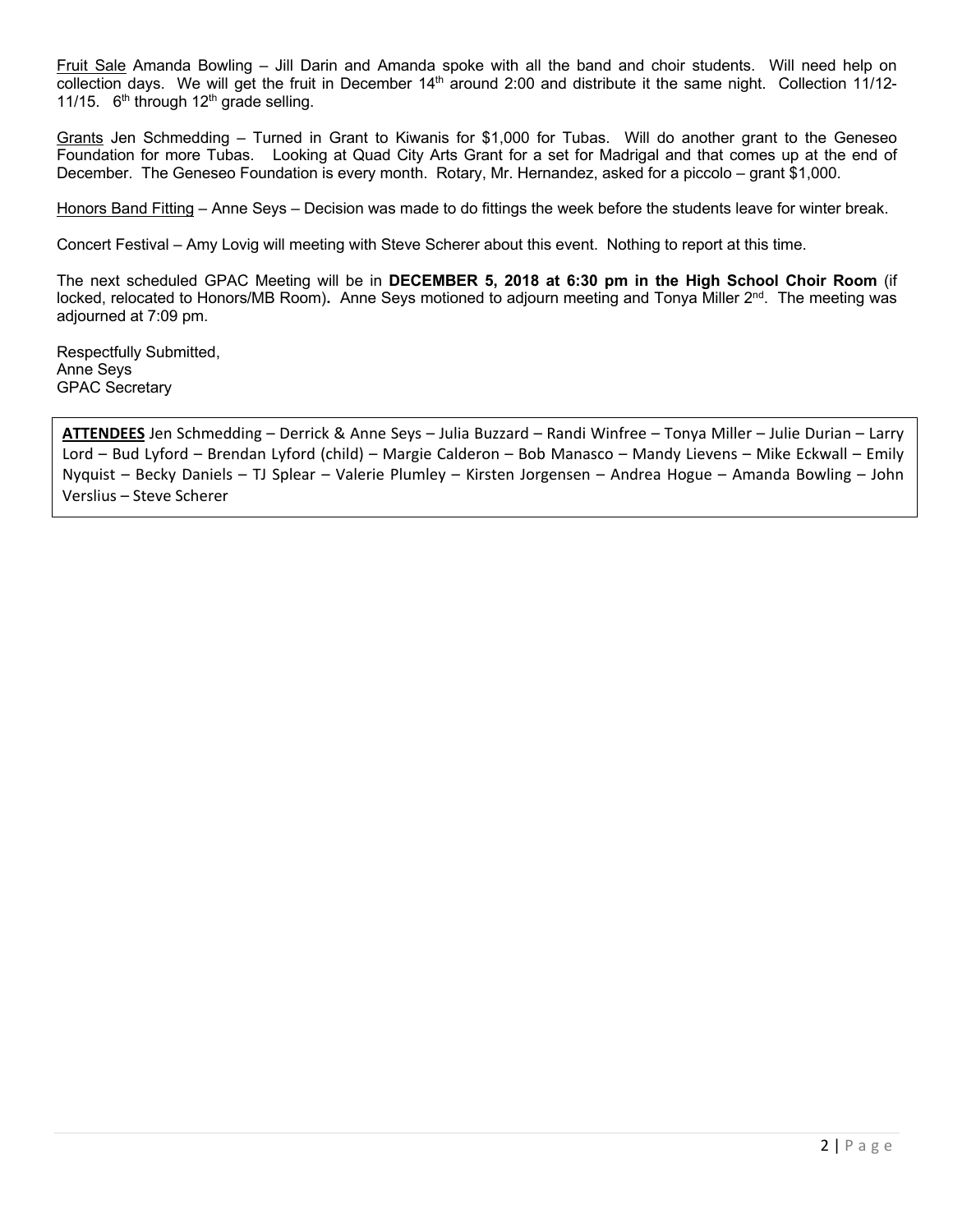Fruit Sale Amanda Bowling – Jill Darin and Amanda spoke with all the band and choir students. Will need help on collection days. We will get the fruit in December 14th around 2:00 and distribute it the same night. Collection 11/12-11/15. 6th through 12th grade selling.

Grants Jen Schmedding – Turned in Grant to Kiwanis for $1,000 for Tubas. Will do another grant to the Geneseo Foundation for more Tubas. Looking at Quad City Arts Grant for a set for Madrigal and that comes up at the end of December. The Geneseo Foundation is every month. Rotary, Mr. Hernandez, asked for a piccolo – grant $1,000.

Honors Band Fitting – Anne Seys – Decision was made to do fittings the week before the students leave for winter break.

Concert Festival – Amy Lovig will meeting with Steve Scherer about this event. Nothing to report at this time.

The next scheduled GPAC Meeting will be in **DECEMBER 5, 2018 at 6:30 pm in the High School Choir Room** (if locked, relocated to Honors/MB Room)**.** Anne Seys motioned to adjourn meeting and Tonya Miller 2nd. The meeting was adjourned at 7:09 pm.

Respectfully Submitted,
Anne Seys
GPAC Secretary

**ATTENDEES** Jen Schmedding – Derrick & Anne Seys – Julia Buzzard – Randi Winfree – Tonya Miller – Julie Durian – Larry Lord – Bud Lyford – Brendan Lyford (child) – Margie Calderon – Bob Manasco – Mandy Lievens – Mike Eckwall – Emily Nyquist – Becky Daniels – TJ Splear – Valerie Plumley – Kirsten Jorgensen – Andrea Hogue – Amanda Bowling – John Verslius – Steve Scherer